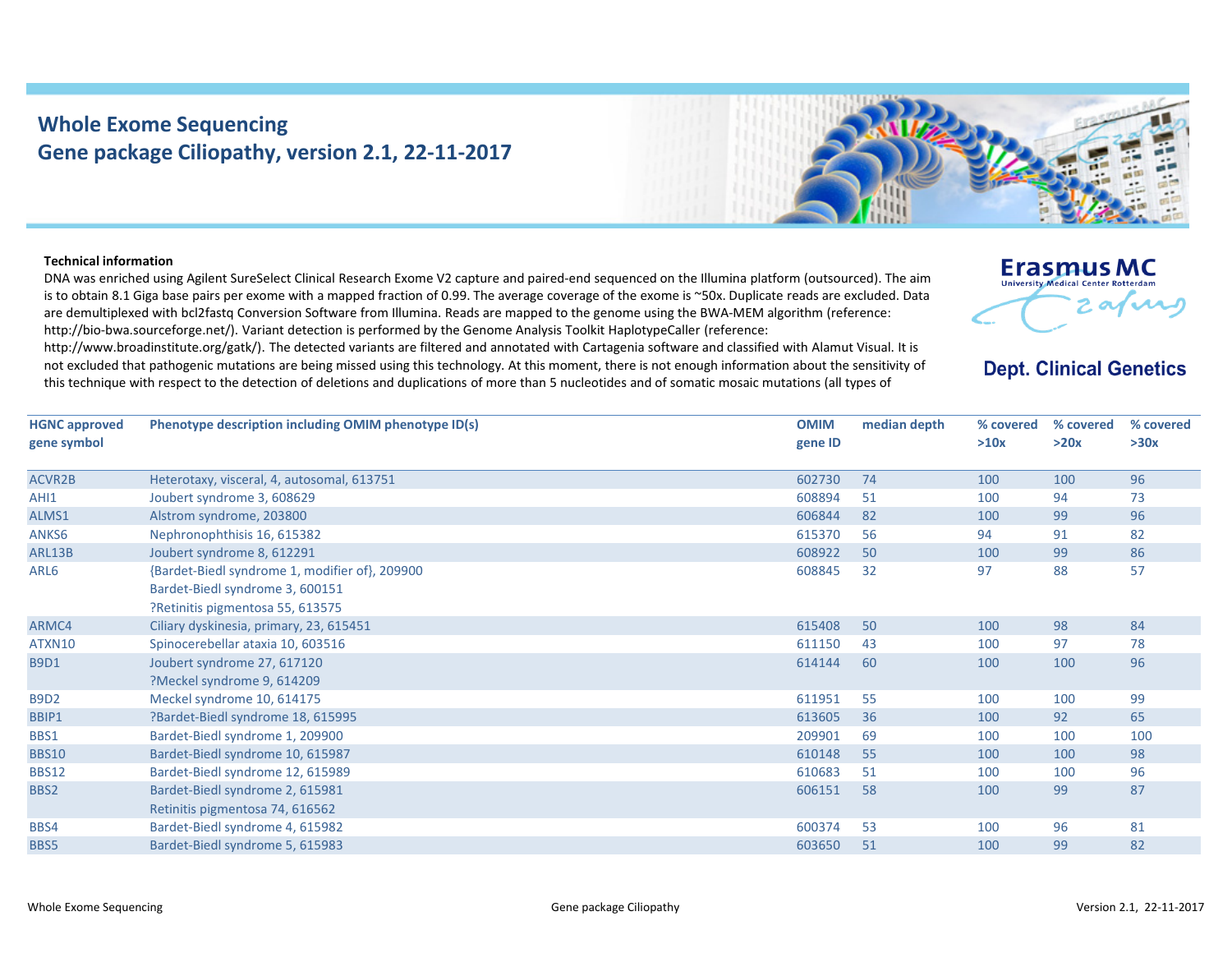# Whole Exome Sequencing
## Gene package Ciliopathy, version 2.1, 22-11-2017

**Technical information**

DNA was enriched using Agilent SureSelect Clinical Research Exome V2 capture and paired-end sequenced on the Illumina platform (outsourced). The aim is to obtain 8.1 Giga base pairs per exome with a mapped fraction of 0.99. The average coverage of the exome is ~50x. Duplicate reads are excluded. Data are demultiplexed with bcl2fastq Conversion Software from Illumina. Reads are mapped to the genome using the BWA-MEM algorithm (reference: http://bio-bwa.sourceforge.net/). Variant detection is performed by the Genome Analysis Toolkit HaplotypeCaller (reference: http://www.broadinstitute.org/gatk/). The detected variants are filtered and annotated with Cartagenia software and classified with Alamut Visual. It is not excluded that pathogenic mutations are being missed using this technology. At this moment, there is not enough information about the sensitivity of this technique with respect to the detection of deletions and duplications of more than 5 nucleotides and of somatic mosaic mutations (all types of

| HGNC approved gene symbol | Phenotype description including OMIM phenotype ID(s) | OMIM gene ID | median depth | % covered >10x | % covered >20x | % covered >30x |
|---|---|---|---|---|---|---|
| ACVR2B | Heterotaxy, visceral, 4, autosomal, 613751 | 602730 | 74 | 100 | 100 | 96 |
| AHI1 | Joubert syndrome 3, 608629 | 608894 | 51 | 100 | 94 | 73 |
| ALMS1 | Alstrom syndrome, 203800 | 606844 | 82 | 100 | 99 | 96 |
| ANKS6 | Nephronophthisis 16, 615382 | 615370 | 56 | 94 | 91 | 82 |
| ARL13B | Joubert syndrome 8, 612291 | 608922 | 50 | 100 | 99 | 86 |
| ARL6 | {Bardet-Biedl syndrome 1, modifier of}, 209900<br>Bardet-Biedl syndrome 3, 600151<br>?Retinitis pigmentosa 55, 613575 | 608845 | 32 | 97 | 88 | 57 |
| ARMC4 | Ciliary dyskinesia, primary, 23, 615451 | 615408 | 50 | 100 | 98 | 84 |
| ATXN10 | Spinocerebellar ataxia 10, 603516 | 611150 | 43 | 100 | 97 | 78 |
| B9D1 | Joubert syndrome 27, 617120<br>?Meckel syndrome 9, 614209 | 614144 | 60 | 100 | 100 | 96 |
| B9D2 | Meckel syndrome 10, 614175 | 611951 | 55 | 100 | 100 | 99 |
| BBIP1 | ?Bardet-Biedl syndrome 18, 615995 | 613605 | 36 | 100 | 92 | 65 |
| BBS1 | Bardet-Biedl syndrome 1, 209900 | 209901 | 69 | 100 | 100 | 100 |
| BBS10 | Bardet-Biedl syndrome 10, 615987 | 610148 | 55 | 100 | 100 | 98 |
| BBS12 | Bardet-Biedl syndrome 12, 615989 | 610683 | 51 | 100 | 100 | 96 |
| BBS2 | Bardet-Biedl syndrome 2, 615981<br>Retinitis pigmentosa 74, 616562 | 606151 | 58 | 100 | 99 | 87 |
| BBS4 | Bardet-Biedl syndrome 4, 615982 | 600374 | 53 | 100 | 96 | 81 |
| BBS5 | Bardet-Biedl syndrome 5, 615983 | 603650 | 51 | 100 | 99 | 82 |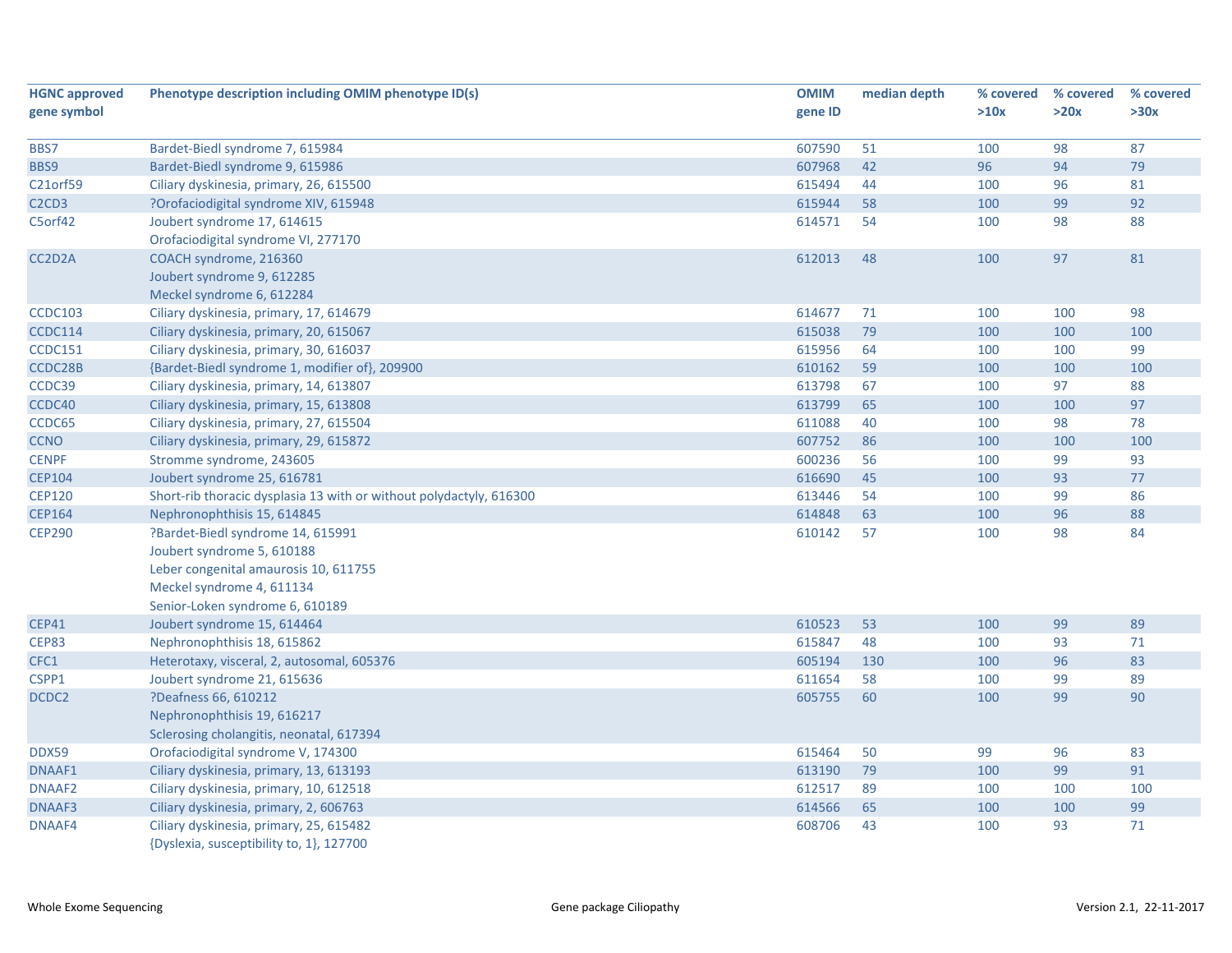| HGNC approved gene symbol | Phenotype description including OMIM phenotype ID(s) | OMIM gene ID | median depth | % covered >10x | % covered >20x | % covered >30x |
|---|---|---|---|---|---|---|
| BBS7 | Bardet-Biedl syndrome 7, 615984 | 607590 | 51 | 100 | 98 | 87 |
| BBS9 | Bardet-Biedl syndrome 9, 615986 | 607968 | 42 | 96 | 94 | 79 |
| C21orf59 | Ciliary dyskinesia, primary, 26, 615500 | 615494 | 44 | 100 | 96 | 81 |
| C2CD3 | ?Orofaciodigital syndrome XIV, 615948 | 615944 | 58 | 100 | 99 | 92 |
| C5orf42 | Joubert syndrome 17, 614615<br>Orofaciodigital syndrome VI, 277170 | 614571 | 54 | 100 | 98 | 88 |
| CC2D2A | COACH syndrome, 216360<br>Joubert syndrome 9, 612285<br>Meckel syndrome 6, 612284 | 612013 | 48 | 100 | 97 | 81 |
| CCDC103 | Ciliary dyskinesia, primary, 17, 614679 | 614677 | 71 | 100 | 100 | 98 |
| CCDC114 | Ciliary dyskinesia, primary, 20, 615067 | 615038 | 79 | 100 | 100 | 100 |
| CCDC151 | Ciliary dyskinesia, primary, 30, 616037 | 615956 | 64 | 100 | 100 | 99 |
| CCDC28B | {Bardet-Biedl syndrome 1, modifier of}, 209900 | 610162 | 59 | 100 | 100 | 100 |
| CCDC39 | Ciliary dyskinesia, primary, 14, 613807 | 613798 | 67 | 100 | 97 | 88 |
| CCDC40 | Ciliary dyskinesia, primary, 15, 613808 | 613799 | 65 | 100 | 100 | 97 |
| CCDC65 | Ciliary dyskinesia, primary, 27, 615504 | 611088 | 40 | 100 | 98 | 78 |
| CCNO | Ciliary dyskinesia, primary, 29, 615872 | 607752 | 86 | 100 | 100 | 100 |
| CENPF | Stromme syndrome, 243605 | 600236 | 56 | 100 | 99 | 93 |
| CEP104 | Joubert syndrome 25, 616781 | 616690 | 45 | 100 | 93 | 77 |
| CEP120 | Short-rib thoracic dysplasia 13 with or without polydactyly, 616300 | 613446 | 54 | 100 | 99 | 86 |
| CEP164 | Nephronophthisis 15, 614845 | 614848 | 63 | 100 | 96 | 88 |
| CEP290 | ?Bardet-Biedl syndrome 14, 615991<br>Joubert syndrome 5, 610188<br>Leber congenital amaurosis 10, 611755<br>Meckel syndrome 4, 611134<br>Senior-Loken syndrome 6, 610189 | 610142 | 57 | 100 | 98 | 84 |
| CEP41 | Joubert syndrome 15, 614464 | 610523 | 53 | 100 | 99 | 89 |
| CEP83 | Nephronophthisis 18, 615862 | 615847 | 48 | 100 | 93 | 71 |
| CFC1 | Heterotaxy, visceral, 2, autosomal, 605376 | 605194 | 130 | 100 | 96 | 83 |
| CSPP1 | Joubert syndrome 21, 615636 | 611654 | 58 | 100 | 99 | 89 |
| DCDC2 | ?Deafness 66, 610212<br>Nephronophthisis 19, 616217<br>Sclerosing cholangitis, neonatal, 617394 | 605755 | 60 | 100 | 99 | 90 |
| DDX59 | Orofaciodigital syndrome V, 174300 | 615464 | 50 | 99 | 96 | 83 |
| DNAAF1 | Ciliary dyskinesia, primary, 13, 613193 | 613190 | 79 | 100 | 99 | 91 |
| DNAAF2 | Ciliary dyskinesia, primary, 10, 612518 | 612517 | 89 | 100 | 100 | 100 |
| DNAAF3 | Ciliary dyskinesia, primary, 2, 606763 | 614566 | 65 | 100 | 100 | 99 |
| DNAAF4 | Ciliary dyskinesia, primary, 25, 615482<br>{Dyslexia, susceptibility to, 1}, 127700 | 608706 | 43 | 100 | 93 | 71 |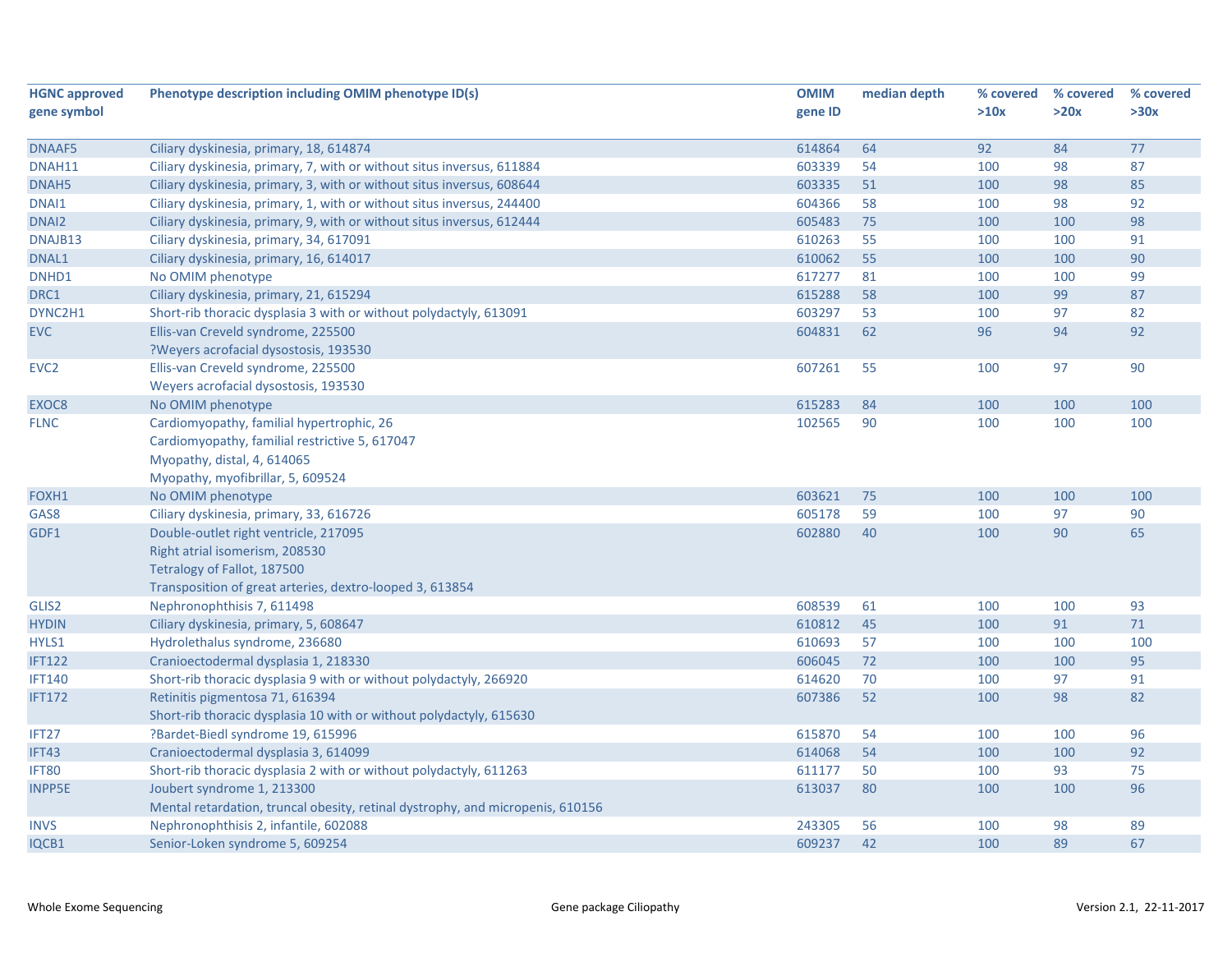| HGNC approved gene symbol | Phenotype description including OMIM phenotype ID(s) | OMIM gene ID | median depth | % covered >10x | % covered >20x | % covered >30x |
|---|---|---|---|---|---|---|
| DNAAF5 | Ciliary dyskinesia, primary, 18, 614874 | 614864 | 64 | 92 | 84 | 77 |
| DNAH11 | Ciliary dyskinesia, primary, 7, with or without situs inversus, 611884 | 603339 | 54 | 100 | 98 | 87 |
| DNAH5 | Ciliary dyskinesia, primary, 3, with or without situs inversus, 608644 | 603335 | 51 | 100 | 98 | 85 |
| DNAI1 | Ciliary dyskinesia, primary, 1, with or without situs inversus, 244400 | 604366 | 58 | 100 | 98 | 92 |
| DNAI2 | Ciliary dyskinesia, primary, 9, with or without situs inversus, 612444 | 605483 | 75 | 100 | 100 | 98 |
| DNAJB13 | Ciliary dyskinesia, primary, 34, 617091 | 610263 | 55 | 100 | 100 | 91 |
| DNAL1 | Ciliary dyskinesia, primary, 16, 614017 | 610062 | 55 | 100 | 100 | 90 |
| DNHD1 | No OMIM phenotype | 617277 | 81 | 100 | 100 | 99 |
| DRC1 | Ciliary dyskinesia, primary, 21, 615294 | 615288 | 58 | 100 | 99 | 87 |
| DYNC2H1 | Short-rib thoracic dysplasia 3 with or without polydactyly, 613091 | 603297 | 53 | 100 | 97 | 82 |
| EVC | Ellis-van Creveld syndrome, 225500<br>?Weyers acrofacial dysostosis, 193530 | 604831 | 62 | 96 | 94 | 92 |
| EVC2 | Ellis-van Creveld syndrome, 225500<br>Weyers acrofacial dysostosis, 193530 | 607261 | 55 | 100 | 97 | 90 |
| EXOC8 | No OMIM phenotype | 615283 | 84 | 100 | 100 | 100 |
| FLNC | Cardiomyopathy, familial hypertrophic, 26<br>Cardiomyopathy, familial restrictive 5, 617047<br>Myopathy, distal, 4, 614065<br>Myopathy, myofibrillar, 5, 609524 | 102565 | 90 | 100 | 100 | 100 |
| FOXH1 | No OMIM phenotype | 603621 | 75 | 100 | 100 | 100 |
| GAS8 | Ciliary dyskinesia, primary, 33, 616726 | 605178 | 59 | 100 | 97 | 90 |
| GDF1 | Double-outlet right ventricle, 217095<br>Right atrial isomerism, 208530<br>Tetralogy of Fallot, 187500<br>Transposition of great arteries, dextro-looped 3, 613854 | 602880 | 40 | 100 | 90 | 65 |
| GLIS2 | Nephronophthisis 7, 611498 | 608539 | 61 | 100 | 100 | 93 |
| HYDIN | Ciliary dyskinesia, primary, 5, 608647 | 610812 | 45 | 100 | 91 | 71 |
| HYLS1 | Hydrolethalus syndrome, 236680 | 610693 | 57 | 100 | 100 | 100 |
| IFT122 | Cranioectodermal dysplasia 1, 218330 | 606045 | 72 | 100 | 100 | 95 |
| IFT140 | Short-rib thoracic dysplasia 9 with or without polydactyly, 266920 | 614620 | 70 | 100 | 97 | 91 |
| IFT172 | Retinitis pigmentosa 71, 616394<br>Short-rib thoracic dysplasia 10 with or without polydactyly, 615630 | 607386 | 52 | 100 | 98 | 82 |
| IFT27 | ?Bardet-Biedl syndrome 19, 615996 | 615870 | 54 | 100 | 100 | 96 |
| IFT43 | Cranioectodermal dysplasia 3, 614099 | 614068 | 54 | 100 | 100 | 92 |
| IFT80 | Short-rib thoracic dysplasia 2 with or without polydactyly, 611263 | 611177 | 50 | 100 | 93 | 75 |
| INPP5E | Joubert syndrome 1, 213300<br>Mental retardation, truncal obesity, retinal dystrophy, and micropenis, 610156 | 613037 | 80 | 100 | 100 | 96 |
| INVS | Nephronophthisis 2, infantile, 602088 | 243305 | 56 | 100 | 98 | 89 |
| IQCB1 | Senior-Loken syndrome 5, 609254 | 609237 | 42 | 100 | 89 | 67 |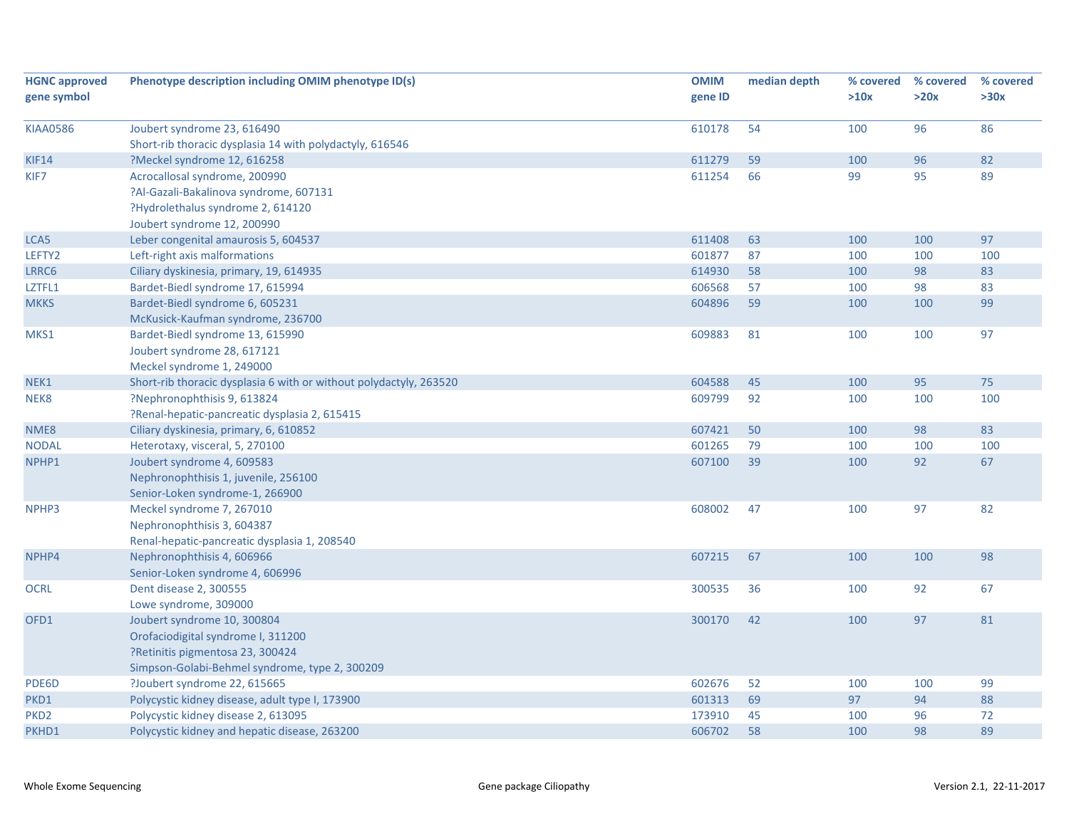| HGNC approved gene symbol | Phenotype description including OMIM phenotype ID(s) | OMIM gene ID | median depth | % covered >10x | % covered >20x | % covered >30x |
|---|---|---|---|---|---|---|
| KIAA0586 | Joubert syndrome 23, 616490<br>Short-rib thoracic dysplasia 14 with polydactyly, 616546 | 610178 | 54 | 100 | 96 | 86 |
| KIF14 | ?Meckel syndrome 12, 616258 | 611279 | 59 | 100 | 96 | 82 |
| KIF7 | Acrocallosal syndrome, 200990<br>?Al-Gazali-Bakalinova syndrome, 607131<br>?Hydrolethalus syndrome 2, 614120<br>Joubert syndrome 12, 200990 | 611254 | 66 | 99 | 95 | 89 |
| LCA5 | Leber congenital amaurosis 5, 604537 | 611408 | 63 | 100 | 100 | 97 |
| LEFTY2 | Left-right axis malformations | 601877 | 87 | 100 | 100 | 100 |
| LRRC6 | Ciliary dyskinesia, primary, 19, 614935 | 614930 | 58 | 100 | 98 | 83 |
| LZTFL1 | Bardet-Biedl syndrome 17, 615994 | 606568 | 57 | 100 | 98 | 83 |
| MKKS | Bardet-Biedl syndrome 6, 605231<br>McKusick-Kaufman syndrome, 236700 | 604896 | 59 | 100 | 100 | 99 |
| MKS1 | Bardet-Biedl syndrome 13, 615990<br>Joubert syndrome 28, 617121<br>Meckel syndrome 1, 249000 | 609883 | 81 | 100 | 100 | 97 |
| NEK1 | Short-rib thoracic dysplasia 6 with or without polydactyly, 263520 | 604588 | 45 | 100 | 95 | 75 |
| NEK8 | ?Nephronophthisis 9, 613824<br>?Renal-hepatic-pancreatic dysplasia 2, 615415 | 609799 | 92 | 100 | 100 | 100 |
| NME8 | Ciliary dyskinesia, primary, 6, 610852 | 607421 | 50 | 100 | 98 | 83 |
| NODAL | Heterotaxy, visceral, 5, 270100 | 601265 | 79 | 100 | 100 | 100 |
| NPHP1 | Joubert syndrome 4, 609583<br>Nephronophthisis 1, juvenile, 256100<br>Senior-Loken syndrome-1, 266900 | 607100 | 39 | 100 | 92 | 67 |
| NPHP3 | Meckel syndrome 7, 267010<br>Nephronophthisis 3, 604387<br>Renal-hepatic-pancreatic dysplasia 1, 208540 | 608002 | 47 | 100 | 97 | 82 |
| NPHP4 | Nephronophthisis 4, 606966<br>Senior-Loken syndrome 4, 606996 | 607215 | 67 | 100 | 100 | 98 |
| OCRL | Dent disease 2, 300555<br>Lowe syndrome, 309000 | 300535 | 36 | 100 | 92 | 67 |
| OFD1 | Joubert syndrome 10, 300804<br>Orofaciodigital syndrome I, 311200<br>?Retinitis pigmentosa 23, 300424<br>Simpson-Golabi-Behmel syndrome, type 2, 300209 | 300170 | 42 | 100 | 97 | 81 |
| PDE6D | ?Joubert syndrome 22, 615665 | 602676 | 52 | 100 | 100 | 99 |
| PKD1 | Polycystic kidney disease, adult type I, 173900 | 601313 | 69 | 97 | 94 | 88 |
| PKD2 | Polycystic kidney disease 2, 613095 | 173910 | 45 | 100 | 96 | 72 |
| PKHD1 | Polycystic kidney and hepatic disease, 263200 | 606702 | 58 | 100 | 98 | 89 |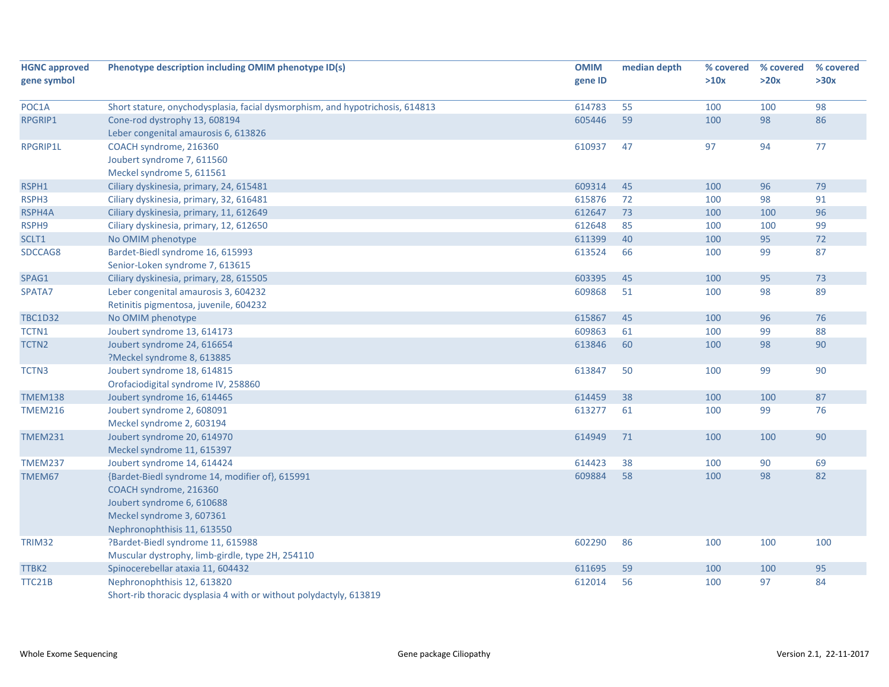| HGNC approved gene symbol | Phenotype description including OMIM phenotype ID(s) | OMIM gene ID | median depth | % covered >10x | % covered >20x | % covered >30x |
|---|---|---|---|---|---|---|
| POC1A | Short stature, onychodysplasia, facial dysmorphism, and hypotrichosis, 614813 | 614783 | 55 | 100 | 100 | 98 |
| RPGRIP1 | Cone-rod dystrophy 13, 608194<br>Leber congenital amaurosis 6, 613826 | 605446 | 59 | 100 | 98 | 86 |
| RPGRIP1L | COACH syndrome, 216360<br>Joubert syndrome 7, 611560<br>Meckel syndrome 5, 611561 | 610937 | 47 | 97 | 94 | 77 |
| RSPH1 | Ciliary dyskinesia, primary, 24, 615481 | 609314 | 45 | 100 | 96 | 79 |
| RSPH3 | Ciliary dyskinesia, primary, 32, 616481 | 615876 | 72 | 100 | 98 | 91 |
| RSPH4A | Ciliary dyskinesia, primary, 11, 612649 | 612647 | 73 | 100 | 100 | 96 |
| RSPH9 | Ciliary dyskinesia, primary, 12, 612650 | 612648 | 85 | 100 | 100 | 99 |
| SCLT1 | No OMIM phenotype | 611399 | 40 | 100 | 95 | 72 |
| SDCCAG8 | Bardet-Biedl syndrome 16, 615993<br>Senior-Loken syndrome 7, 613615 | 613524 | 66 | 100 | 99 | 87 |
| SPAG1 | Ciliary dyskinesia, primary, 28, 615505 | 603395 | 45 | 100 | 95 | 73 |
| SPATA7 | Leber congenital amaurosis 3, 604232<br>Retinitis pigmentosa, juvenile, 604232 | 609868 | 51 | 100 | 98 | 89 |
| TBC1D32 | No OMIM phenotype | 615867 | 45 | 100 | 96 | 76 |
| TCTN1 | Joubert syndrome 13, 614173 | 609863 | 61 | 100 | 99 | 88 |
| TCTN2 | Joubert syndrome 24, 616654<br>?Meckel syndrome 8, 613885 | 613846 | 60 | 100 | 98 | 90 |
| TCTN3 | Joubert syndrome 18, 614815<br>Orofaciodigital syndrome IV, 258860 | 613847 | 50 | 100 | 99 | 90 |
| TMEM138 | Joubert syndrome 16, 614465 | 614459 | 38 | 100 | 100 | 87 |
| TMEM216 | Joubert syndrome 2, 608091<br>Meckel syndrome 2, 603194 | 613277 | 61 | 100 | 99 | 76 |
| TMEM231 | Joubert syndrome 20, 614970<br>Meckel syndrome 11, 615397 | 614949 | 71 | 100 | 100 | 90 |
| TMEM237 | Joubert syndrome 14, 614424 | 614423 | 38 | 100 | 90 | 69 |
| TMEM67 | {Bardet-Biedl syndrome 14, modifier of}, 615991<br>COACH syndrome, 216360<br>Joubert syndrome 6, 610688<br>Meckel syndrome 3, 607361<br>Nephronophthisis 11, 613550 | 609884 | 58 | 100 | 98 | 82 |
| TRIM32 | ?Bardet-Biedl syndrome 11, 615988<br>Muscular dystrophy, limb-girdle, type 2H, 254110 | 602290 | 86 | 100 | 100 | 100 |
| TTBK2 | Spinocerebellar ataxia 11, 604432 | 611695 | 59 | 100 | 100 | 95 |
| TTC21B | Nephronophthisis 12, 613820<br>Short-rib thoracic dysplasia 4 with or without polydactyly, 613819 | 612014 | 56 | 100 | 97 | 84 |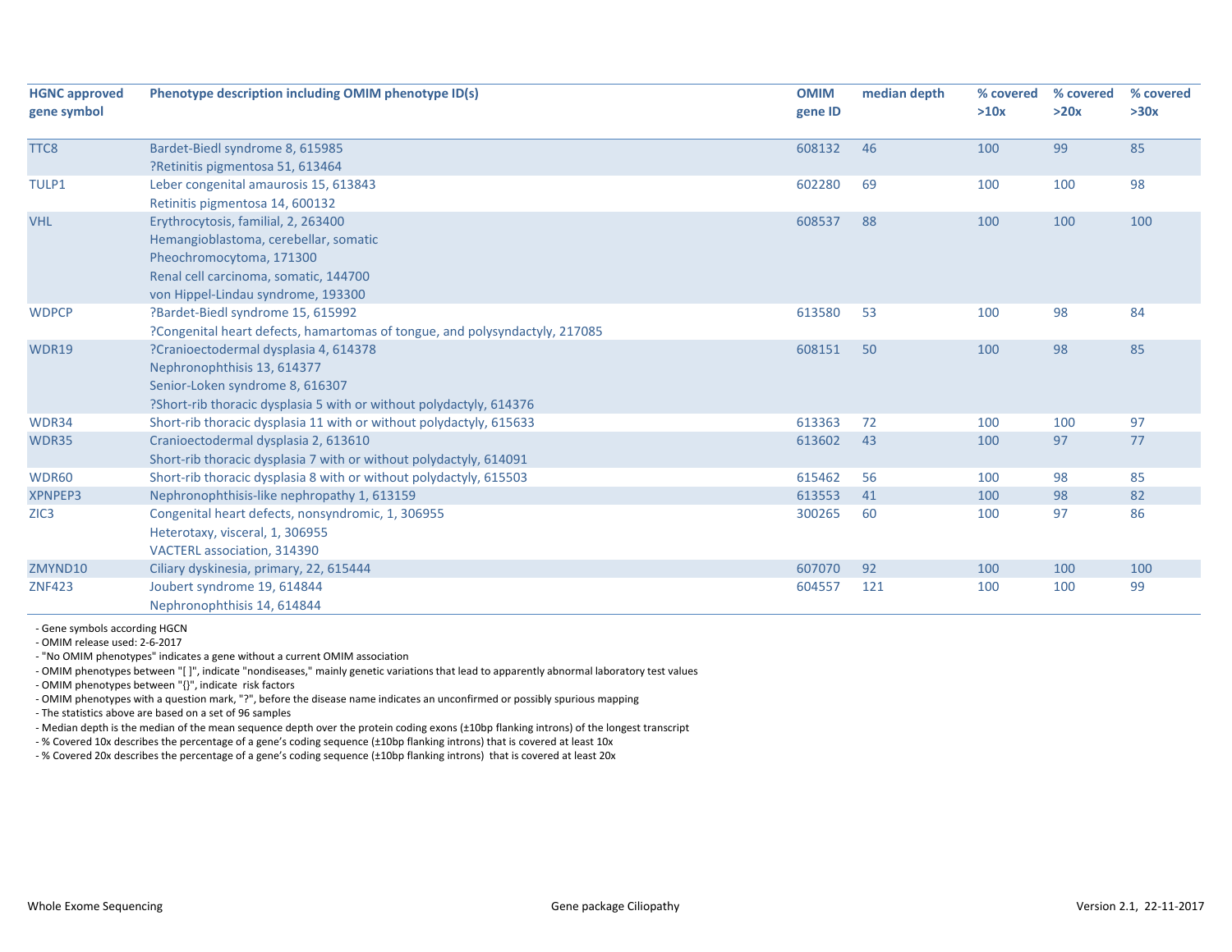| HGNC approved gene symbol | Phenotype description including OMIM phenotype ID(s) | OMIM gene ID | median depth | % covered >10x | % covered >20x | % covered >30x |
|---|---|---|---|---|---|---|
| TTC8 | Bardet-Biedl syndrome 8, 615985<br>?Retinitis pigmentosa 51, 613464 | 608132 | 46 | 100 | 99 | 85 |
| TULP1 | Leber congenital amaurosis 15, 613843<br>Retinitis pigmentosa 14, 600132 | 602280 | 69 | 100 | 100 | 98 |
| VHL | Erythrocytosis, familial, 2, 263400<br>Hemangioblastoma, cerebellar, somatic<br>Pheochromocytoma, 171300<br>Renal cell carcinoma, somatic, 144700<br>von Hippel-Lindau syndrome, 193300 | 608537 | 88 | 100 | 100 | 100 |
| WDPCP | ?Bardet-Biedl syndrome 15, 615992<br>?Congenital heart defects, hamartomas of tongue, and polysyndactyly, 217085 | 613580 | 53 | 100 | 98 | 84 |
| WDR19 | ?Cranioectodermal dysplasia 4, 614378<br>Nephronophthisis 13, 614377<br>Senior-Loken syndrome 8, 616307<br>?Short-rib thoracic dysplasia 5 with or without polydactyly, 614376 | 608151 | 50 | 100 | 98 | 85 |
| WDR34 | Short-rib thoracic dysplasia 11 with or without polydactyly, 615633 | 613363 | 72 | 100 | 100 | 97 |
| WDR35 | Cranioectodermal dysplasia 2, 613610<br>Short-rib thoracic dysplasia 7 with or without polydactyly, 614091 | 613602 | 43 | 100 | 97 | 77 |
| WDR60 | Short-rib thoracic dysplasia 8 with or without polydactyly, 615503 | 615462 | 56 | 100 | 98 | 85 |
| XPNPEP3 | Nephronophthisis-like nephropathy 1, 613159 | 613553 | 41 | 100 | 98 | 82 |
| ZIC3 | Congenital heart defects, nonsyndromic, 1, 306955<br>Heterotaxy, visceral, 1, 306955<br>VACTERL association, 314390 | 300265 | 60 | 100 | 97 | 86 |
| ZMYND10 | Ciliary dyskinesia, primary, 22, 615444 | 607070 | 92 | 100 | 100 | 100 |
| ZNF423 | Joubert syndrome 19, 614844<br>Nephronophthisis 14, 614844 | 604557 | 121 | 100 | 100 | 99 |

- Gene symbols according HGCN
- OMIM release used: 2-6-2017
- "No OMIM phenotypes" indicates a gene without a current OMIM association
- OMIM phenotypes between "[ ]", indicate "nondiseases," mainly genetic variations that lead to apparently abnormal laboratory test values
- OMIM phenotypes between "{}", indicate risk factors
- OMIM phenotypes with a question mark, "?", before the disease name indicates an unconfirmed or possibly spurious mapping
- The statistics above are based on a set of 96 samples
- Median depth is the median of the mean sequence depth over the protein coding exons (±10bp flanking introns) of the longest transcript
- % Covered 10x describes the percentage of a gene's coding sequence (±10bp flanking introns) that is covered at least 10x
- % Covered 20x describes the percentage of a gene's coding sequence (±10bp flanking introns) that is covered at least 20x